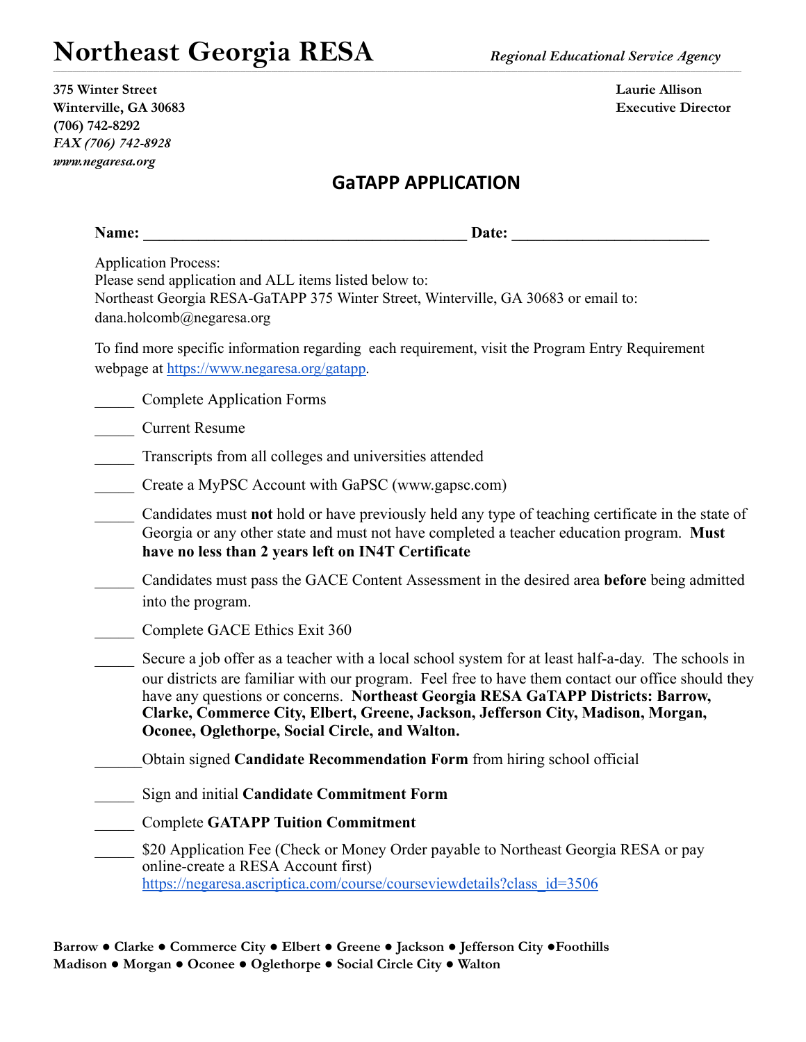# Northeast Georgia RESA

*Regional Educational Service Agency*

**375 Winter Street**
**Winterville, GA 30683**
**(706) 742-8292**
***FAX (706) 742-8928***
***www.negaresa.org***

**Laurie Allison**
**Executive Director**

## GaTAPP APPLICATION

**Name:** ________________________________________ **Date:** ________________________

Application Process:
Please send application and ALL items listed below to:
Northeast Georgia RESA-GaTAPP 375 Winter Street, Winterville, GA 30683 or email to: dana.holcomb@negaresa.org

To find more specific information regarding each requirement, visit the Program Entry Requirement webpage at https://www.negaresa.org/gatapp.

_____ Complete Application Forms

_____ Current Resume

_____ Transcripts from all colleges and universities attended

_____ Create a MyPSC Account with GaPSC (www.gapsc.com)

_____ Candidates must **not** hold or have previously held any type of teaching certificate in the state of Georgia or any other state and must not have completed a teacher education program. **Must have no less than 2 years left on IN4T Certificate**

_____ Candidates must pass the GACE Content Assessment in the desired area **before** being admitted into the program.

_____ Complete GACE Ethics Exit 360

_____ Secure a job offer as a teacher with a local school system for at least half-a-day. The schools in our districts are familiar with our program. Feel free to have them contact our office should they have any questions or concerns. **Northeast Georgia RESA GaTAPP Districts: Barrow, Clarke, Commerce City, Elbert, Greene, Jackson, Jefferson City, Madison, Morgan, Oconee, Oglethorpe, Social Circle, and Walton.**

_____ Obtain signed **Candidate Recommendation Form** from hiring school official

_____ Sign and initial **Candidate Commitment Form**

_____ Complete **GATAPP Tuition Commitment**

_____ $20 Application Fee (Check or Money Order payable to Northeast Georgia RESA or pay online-create a RESA Account first) https://negaresa.ascriptica.com/course/courseviewdetails?class_id=3506

**Barrow ● Clarke ● Commerce City ● Elbert ● Greene ● Jackson ● Jefferson City ●Foothills Madison ● Morgan ● Oconee ● Oglethorpe ● Social Circle City ● Walton**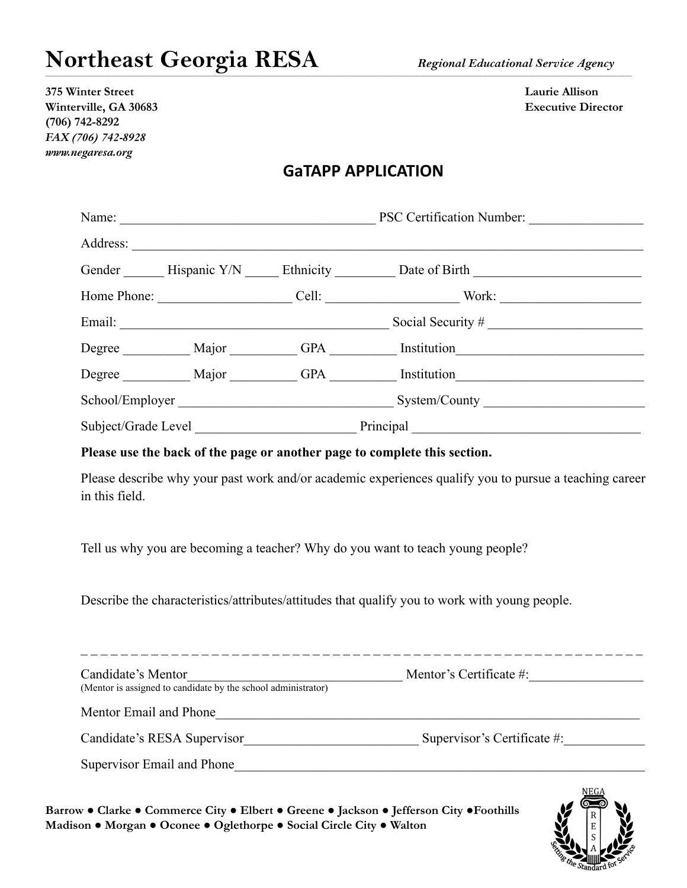# Northeast Georgia RESA

*Regional Educational Service Agency*

**375 Winter Street**
**Winterville, GA 30683**
**(706) 742-8292**
***FAX (706) 742-8928***
***www.negaresa.org***

**Laurie Allison**
**Executive Director**

## GaTAPP APPLICATION

Name: ______________________________________ PSC Certification Number: ________________

Address: ____________________________________________________________________________

Gender ______ Hispanic Y/N _____ Ethnicity _________ Date of Birth _________________________

Home Phone: ___________________ Cell: ___________________ Work: _____________________

Email: ________________________________________ Social Security # ______________________

Degree __________ Major __________ GPA __________ Institution___________________________

Degree __________ Major __________ GPA __________ Institution___________________________

School/Employer ________________________________ System/County ________________________

Subject/Grade Level ________________________ Principal __________________________________

**Please use the back of the page or another page to complete this section.**

Please describe why your past work and/or academic experiences qualify you to pursue a teaching career in this field.

Tell us why you are becoming a teacher? Why do you want to teach young people?

Describe the characteristics/attributes/attitudes that qualify you to work with young people.

- - - - - - - - - - - - - - - - - - - - - - - - - - - - - - - - - - - - - - - - - - - - - - - - - - - - - - - -

Candidate's Mentor_______________________________ Mentor's Certificate #:________________
(Mentor is assigned to candidate by the school administrator)

Mentor Email and Phone_________________________________________________________________

Candidate's RESA Supervisor_________________________ Supervisor's Certificate #:____________

Supervisor Email and Phone_____________________________________________________________

**Barrow ● Clarke ● Commerce City ● Elbert ● Greene ● Jackson ● Jefferson City ●Foothills Madison ● Morgan ● Oconee ● Oglethorpe ● Social Circle City ● Walton**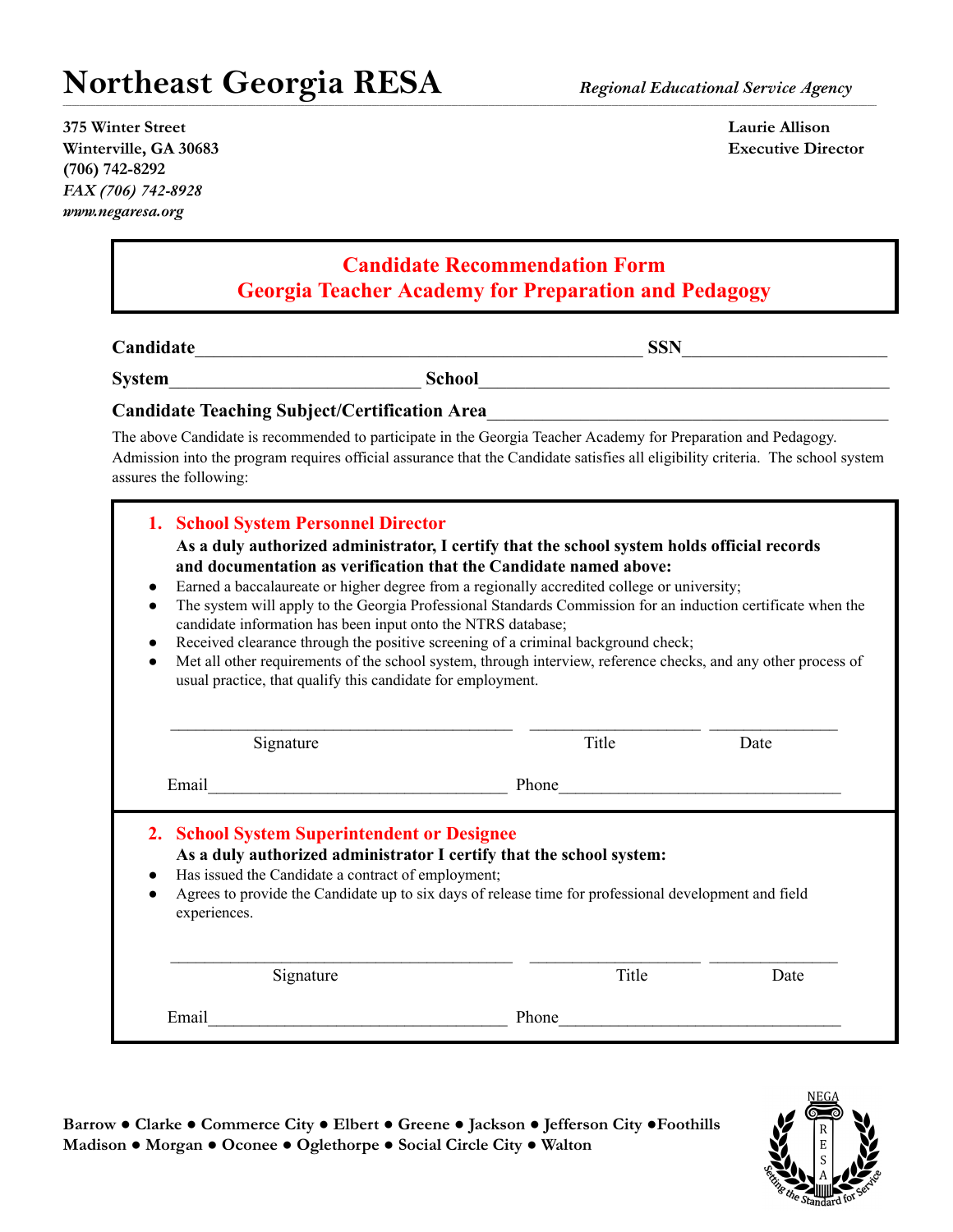# Northeast Georgia RESA

*Regional Educational Service Agency*

**375 Winter Street**
**Winterville, GA 30683**
**(706) 742-8292**
***FAX (706) 742-8928***
***www.negaresa.org***

**Laurie Allison**
**Executive Director**

## Candidate Recommendation Form
## Georgia Teacher Academy for Preparation and Pedagogy

**Candidate**\_\_\_\_\_\_\_\_\_\_\_\_\_\_\_\_\_\_\_\_\_\_\_\_\_\_\_\_\_\_\_\_\_\_\_\_\_\_\_\_\_\_\_\_ **SSN**\_\_\_\_\_\_\_\_\_\_\_\_\_\_\_\_\_\_\_\_

**System**\_\_\_\_\_\_\_\_\_\_\_\_\_\_\_\_\_\_\_\_\_\_\_\_\_ **School**\_\_\_\_\_\_\_\_\_\_\_\_\_\_\_\_\_\_\_\_\_\_\_\_\_\_\_\_\_\_\_\_\_\_\_\_\_\_\_

**Candidate Teaching Subject/Certification Area**\_\_\_\_\_\_\_\_\_\_\_\_\_\_\_\_\_\_\_\_\_\_\_\_\_\_\_\_\_\_\_\_\_\_\_\_\_\_

The above Candidate is recommended to participate in the Georgia Teacher Academy for Preparation and Pedagogy. Admission into the program requires official assurance that the Candidate satisfies all eligibility criteria. The school system assures the following:

### 1. School System Personnel Director

**As a duly authorized administrator, I certify that the school system holds official records and documentation as verification that the Candidate named above:**

- Earned a baccalaureate or higher degree from a regionally accredited college or university;
- The system will apply to the Georgia Professional Standards Commission for an induction certificate when the candidate information has been input onto the NTRS database;
- Received clearance through the positive screening of a criminal background check;
- Met all other requirements of the school system, through interview, reference checks, and any other process of usual practice, that qualify this candidate for employment.

\_\_\_\_\_\_\_\_\_\_\_\_\_\_\_\_\_\_\_\_\_\_\_\_\_\_\_\_\_\_\_\_\_\_\_\_ \_\_\_\_\_\_\_\_\_\_\_\_\_\_\_\_\_\_ \_\_\_\_\_\_\_\_\_\_\_\_\_\_
Signature Title Date

Email\_\_\_\_\_\_\_\_\_\_\_\_\_\_\_\_\_\_\_\_\_\_\_\_\_\_\_\_\_\_\_ Phone\_\_\_\_\_\_\_\_\_\_\_\_\_\_\_\_\_\_\_\_\_\_\_\_\_\_\_\_\_\_

### 2. School System Superintendent or Designee

**As a duly authorized administrator I certify that the school system:**

- Has issued the Candidate a contract of employment;
- Agrees to provide the Candidate up to six days of release time for professional development and field experiences.

\_\_\_\_\_\_\_\_\_\_\_\_\_\_\_\_\_\_\_\_\_\_\_\_\_\_\_\_\_\_\_\_\_\_\_\_ \_\_\_\_\_\_\_\_\_\_\_\_\_\_\_\_\_\_ \_\_\_\_\_\_\_\_\_\_\_\_\_\_
Signature Title Date

Email\_\_\_\_\_\_\_\_\_\_\_\_\_\_\_\_\_\_\_\_\_\_\_\_\_\_\_\_\_\_\_ Phone\_\_\_\_\_\_\_\_\_\_\_\_\_\_\_\_\_\_\_\_\_\_\_\_\_\_\_\_\_\_

**Barrow ● Clarke ● Commerce City ● Elbert ● Greene ● Jackson ● Jefferson City ●Foothills Madison ● Morgan ● Oconee ● Oglethorpe ● Social Circle City ● Walton**

NEGA RESA — Setting the Standard for Service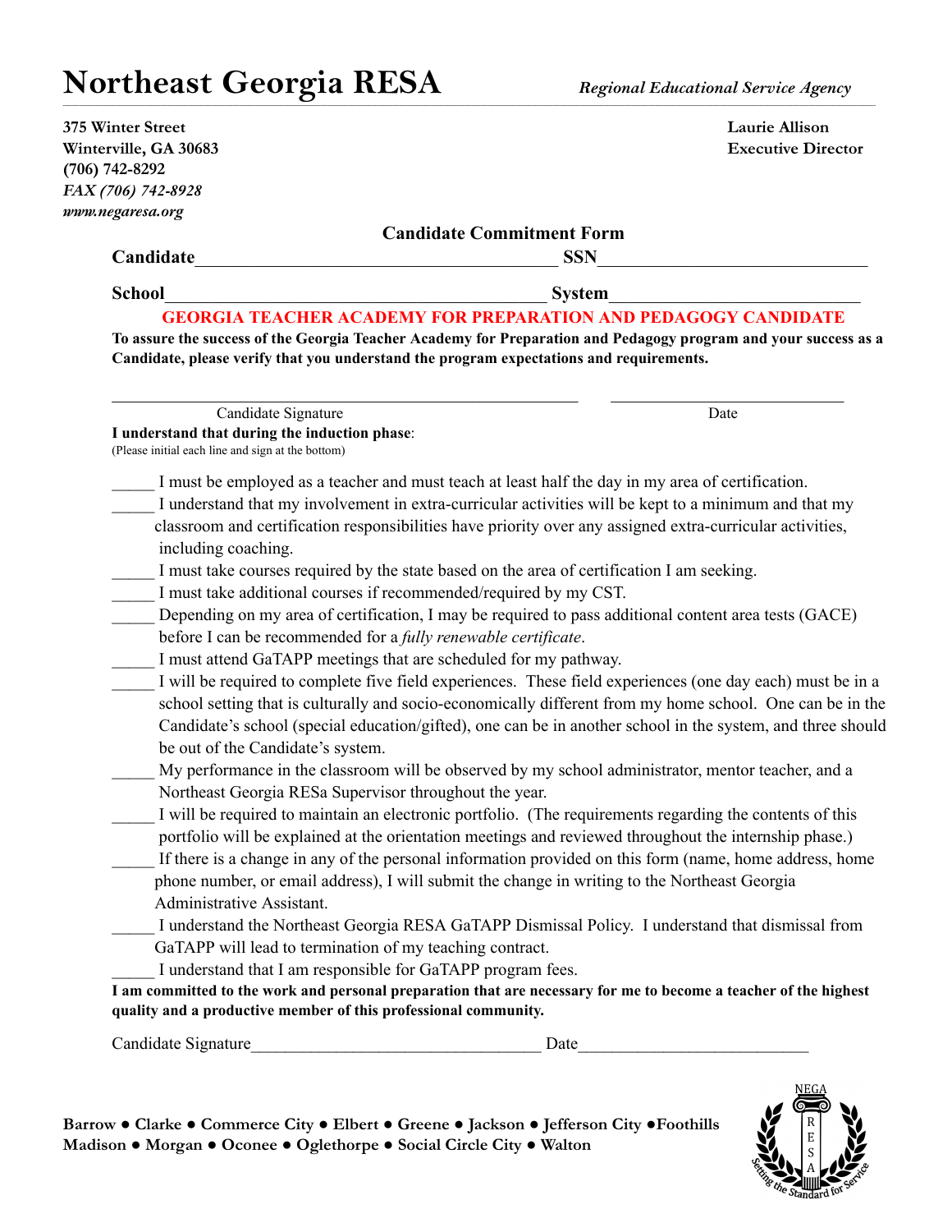# Northeast Georgia RESA

*Regional Educational Service Agency*

**375 Winter Street**
**Winterville, GA 30683**
**(706) 742-8292**
*FAX (706) 742-8928*
*www.negaresa.org*

**Laurie Allison**
**Executive Director**

**Candidate Commitment Form**

**Candidate**________________________________________ **SSN**______________________________

**School**__________________________________________ **System**__________________________

**GEORGIA TEACHER ACADEMY FOR PREPARATION AND PEDAGOGY CANDIDATE**

**To assure the success of the Georgia Teacher Academy for Preparation and Pedagogy program and your success as a Candidate, please verify that you understand the program expectations and requirements.**

____________________________________________________ ___________________________

Candidate Signature Date

**I understand that during the induction phase**:
(Please initial each line and sign at the bottom)

_____ I must be employed as a teacher and must teach at least half the day in my area of certification.

_____ I understand that my involvement in extra-curricular activities will be kept to a minimum and that my classroom and certification responsibilities have priority over any assigned extra-curricular activities, including coaching.

_____ I must take courses required by the state based on the area of certification I am seeking.

_____ I must take additional courses if recommended/required by my CST.

_____ Depending on my area of certification, I may be required to pass additional content area tests (GACE) before I can be recommended for a *fully renewable certificate*.

_____ I must attend GaTAPP meetings that are scheduled for my pathway.

_____ I will be required to complete five field experiences. These field experiences (one day each) must be in a school setting that is culturally and socio-economically different from my home school. One can be in the Candidate's school (special education/gifted), one can be in another school in the system, and three should be out of the Candidate's system.

_____ My performance in the classroom will be observed by my school administrator, mentor teacher, and a Northeast Georgia RESa Supervisor throughout the year.

_____ I will be required to maintain an electronic portfolio. (The requirements regarding the contents of this portfolio will be explained at the orientation meetings and reviewed throughout the internship phase.)

_____ If there is a change in any of the personal information provided on this form (name, home address, home phone number, or email address), I will submit the change in writing to the Northeast Georgia Administrative Assistant.

_____ I understand the Northeast Georgia RESA GaTAPP Dismissal Policy. I understand that dismissal from GaTAPP will lead to termination of my teaching contract.

_____ I understand that I am responsible for GaTAPP program fees.

**I am committed to the work and personal preparation that are necessary for me to become a teacher of the highest quality and a productive member of this professional community.**

Candidate Signature__________________________________ Date___________________________

**Barrow ● Clarke ● Commerce City ● Elbert ● Greene ● Jackson ● Jefferson City ●Foothills**
**Madison ● Morgan ● Oconee ● Oglethorpe ● Social Circle City ● Walton**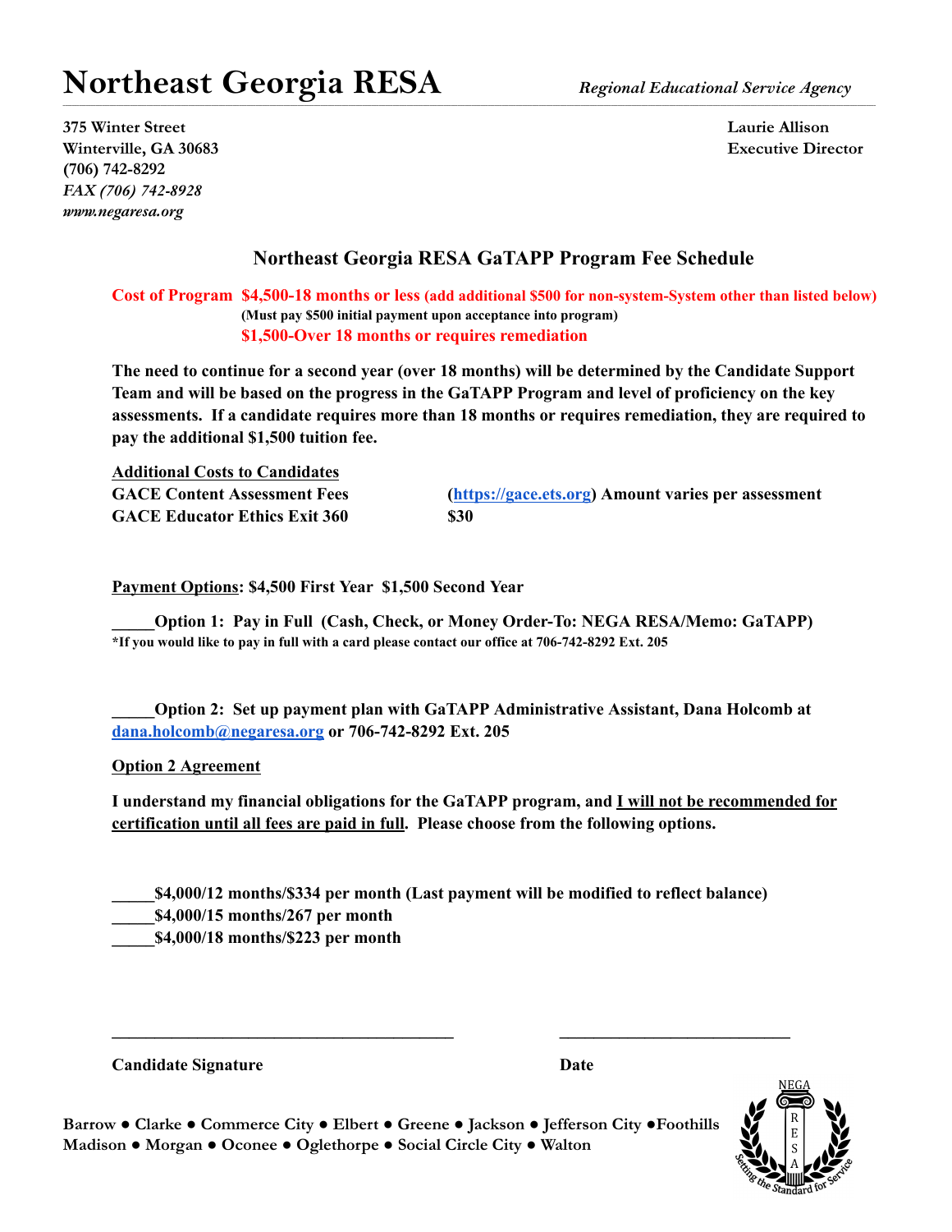# Northeast Georgia RESA

*Regional Educational Service Agency*

**375 Winter Street**
**Winterville, GA 30683**
**(706) 742-8292**
***FAX (706) 742-8928***
***www.negaresa.org***

**Laurie Allison**
**Executive Director**

## Northeast Georgia RESA GaTAPP Program Fee Schedule

**Cost of Program $4,500-18 months or less (add additional $500 for non-system-System other than listed below)**
**(Must pay $500 initial payment upon acceptance into program)**
**$1,500-Over 18 months or requires remediation**

**The need to continue for a second year (over 18 months) will be determined by the Candidate Support Team and will be based on the progress in the GaTAPP Program and level of proficiency on the key assessments. If a candidate requires more than 18 months or requires remediation, they are required to pay the additional $1,500 tuition fee.**

**Additional Costs to Candidates**

| | |
|---|---|
| **GACE Content Assessment Fees** | **(https://gace.ets.org) Amount varies per assessment** |
| **GACE Educator Ethics Exit 360** | **$30** |

**Payment Options: $4,500 First Year $1,500 Second Year**

**_____Option 1: Pay in Full (Cash, Check, or Money Order-To: NEGA RESA/Memo: GaTAPP)**
***If you would like to pay in full with a card please contact our office at 706-742-8292 Ext. 205**

**_____Option 2: Set up payment plan with GaTAPP Administrative Assistant, Dana Holcomb at dana.holcomb@negaresa.org or 706-742-8292 Ext. 205**

**Option 2 Agreement**

**I understand my financial obligations for the GaTAPP program, and I will not be recommended for certification until all fees are paid in full. Please choose from the following options.**

**_____$4,000/12 months/$334 per month (Last payment will be modified to reflect balance)**
**_____$4,000/15 months/267 per month**
**_____$4,000/18 months/$223 per month**

________________________________________ ___________________________

**Candidate Signature** **Date**

**Barrow ● Clarke ● Commerce City ● Elbert ● Greene ● Jackson ● Jefferson City ●Foothills Madison ● Morgan ● Oconee ● Oglethorpe ● Social Circle City ● Walton**